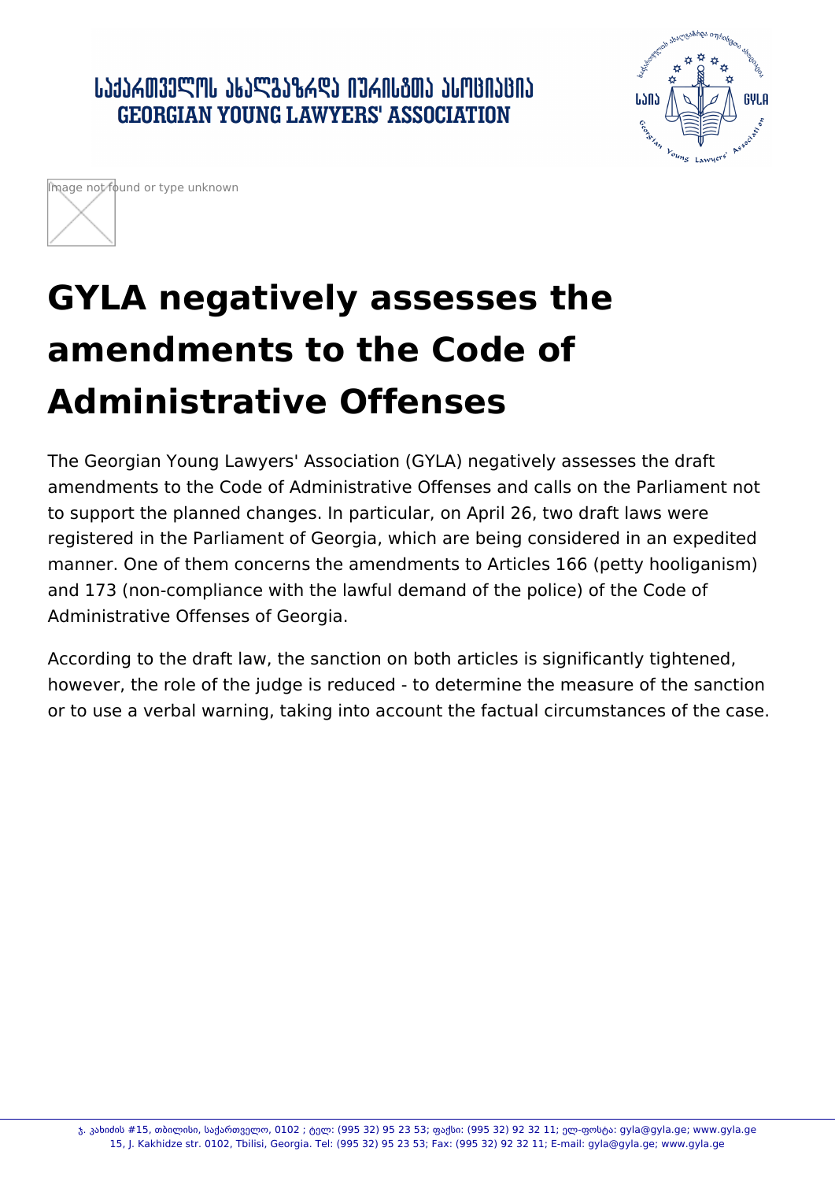# GYLA negatively assesses the amendments to the Code of Administrative Offenses

The Georgian Young Lawyers' Association (GYLA) negatively assesses the draft amendments to the Code of Administrative Offenses and calls on the Parliament not to support the planned changes. In particular, on April 26, two draft laws were registered in the Parliament of Georgia, which are being considered in an expedited manner. One of them concerns the amendments to Articles 166 (petty hooliganism) and 173 (non-compliance with the lawful demand of the police) of the Code of Administrative Offenses of Georgia.

According to the draft law, the sanction on both articles is significantly tightened, however, the role of the judge is reduced - to determine the measure of the sanction or to use a verbal warning, taking into account the factual circumstances of the case.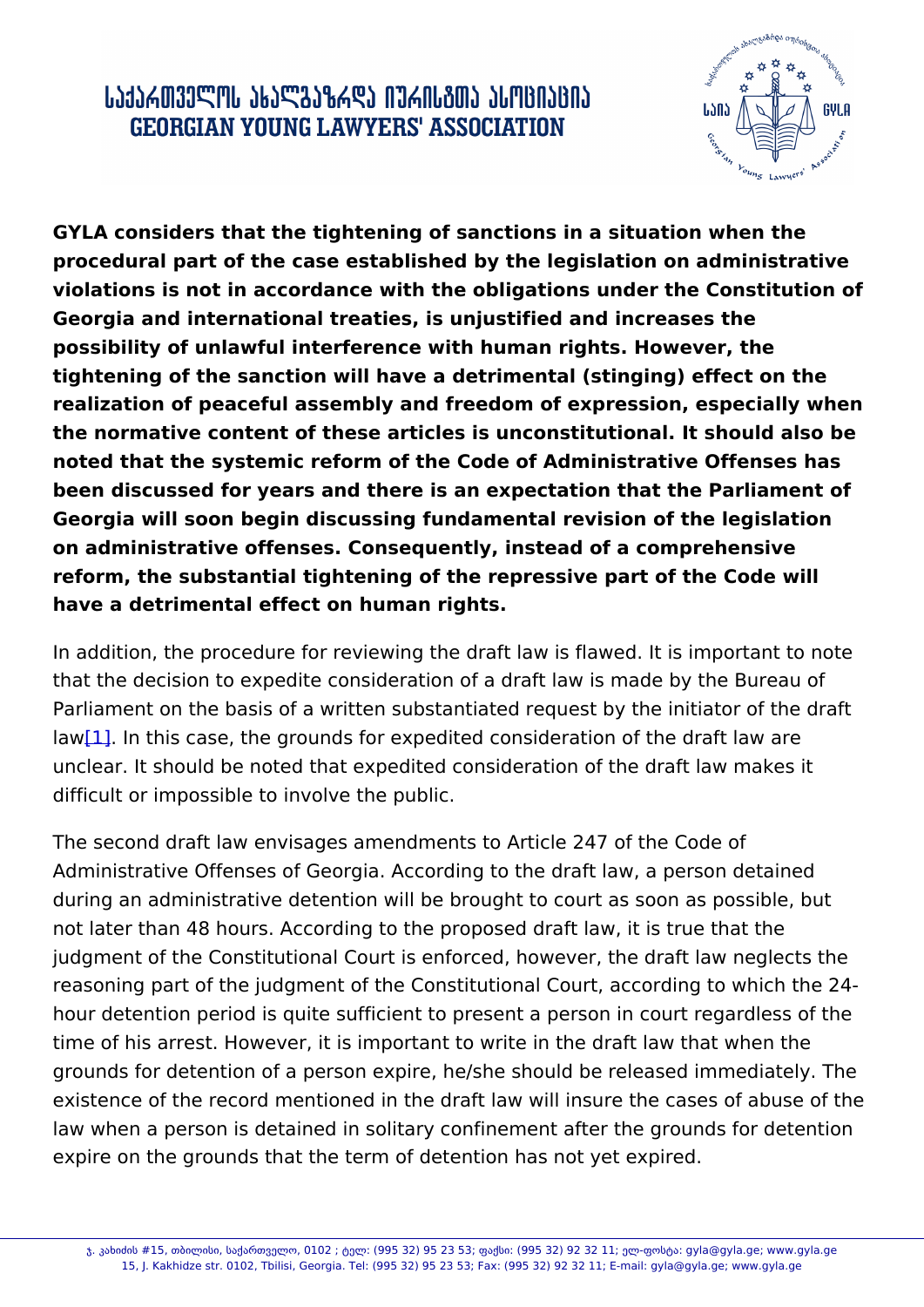**GYLA considers that the tightening of sanctions in a situation when the procedural part of the case established by the legislation on administrative violations is not in accordance with the obligations under the Constitution of Georgia and international treaties, is unjustified and increases the possibility of unlawful interference with human rights. However, the tightening of the sanction will have a detrimental (stinging) effect on the realization of peaceful assembly and freedom of expression, especially when the normative content of these articles is unconstitutional. It should also be noted that the systemic reform of the Code of Administrative Offenses has been discussed for years and there is an expectation that the Parliament of Georgia will soon begin discussing fundamental revision of the legislation on administrative offenses. Consequently, instead of a comprehensive reform, the substantial tightening of the repressive part of the Code will have a detrimental effect on human rights.**

In addition, the procedure for reviewing the draft law is flawed. It is important to note that the decision to expedite consideration of a draft law is made by the Bureau of Parliament on the basis of a written substantiated request by the initiator of the draft law[1]. In this case, the grounds for expedited consideration of the draft law are unclear. It should be noted that expedited consideration of the draft law makes it difficult or impossible to involve the public.

The second draft law envisages amendments to Article 247 of the Code of Administrative Offenses of Georgia. According to the draft law, a person detained during an administrative detention will be brought to court as soon as possible, but not later than 48 hours. According to the proposed draft law, it is true that the judgment of the Constitutional Court is enforced, however, the draft law neglects the reasoning part of the judgment of the Constitutional Court, according to which the 24-hour detention period is quite sufficient to present a person in court regardless of the time of his arrest. However, it is important to write in the draft law that when the grounds for detention of a person expire, he/she should be released immediately. The existence of the record mentioned in the draft law will insure the cases of abuse of the law when a person is detained in solitary confinement after the grounds for detention expire on the grounds that the term of detention has not yet expired.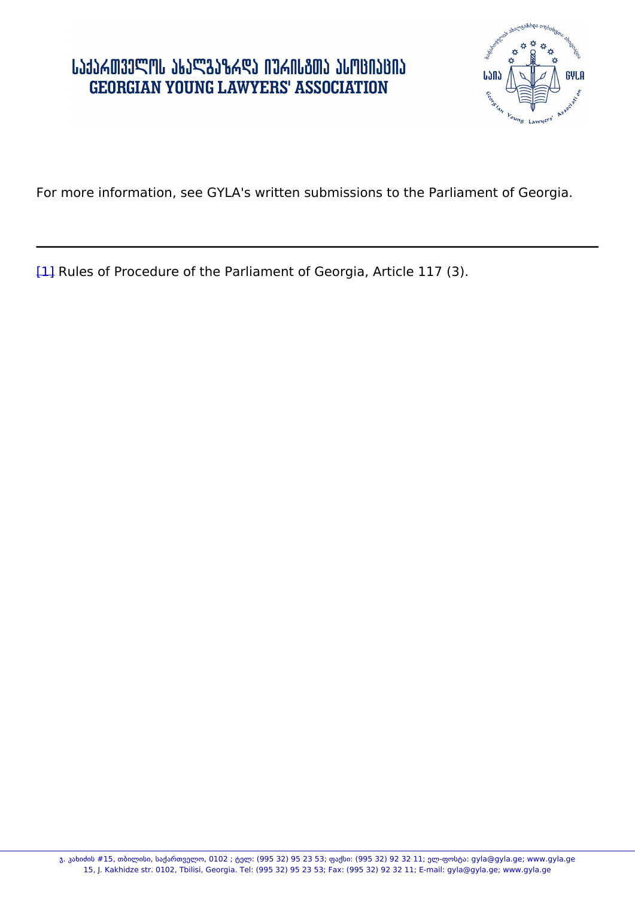For more information, see GYLA's written submissions to the Parliament of Georgia.

---

[1] Rules of Procedure of the Parliament of Georgia, Article 117 (3).